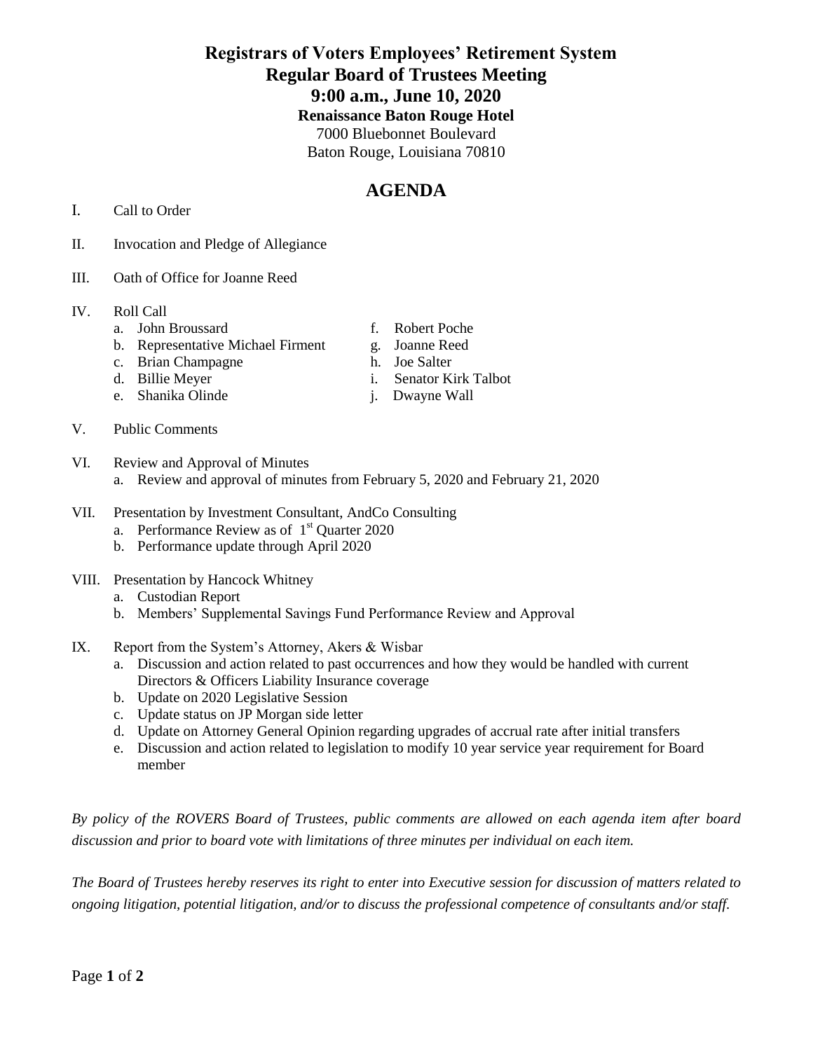# Registrars of Voters Employees' Retirement System
## Regular Board of Trustees Meeting
## 9:00 a.m., June 10, 2020
### Renaissance Baton Rouge Hotel

7000 Bluebonnet Boulevard
Baton Rouge, Louisiana 70810

## AGENDA

I. Call to Order

II. Invocation and Pledge of Allegiance

III. Oath of Office for Joanne Reed

IV. Roll Call
   - a. John Broussard
   - b. Representative Michael Firment
   - c. Brian Champagne
   - d. Billie Meyer
   - e. Shanika Olinde
   - f. Robert Poche
   - g. Joanne Reed
   - h. Joe Salter
   - i. Senator Kirk Talbot
   - j. Dwayne Wall

V. Public Comments

VI. Review and Approval of Minutes
   - a. Review and approval of minutes from February 5, 2020 and February 21, 2020

VII. Presentation by Investment Consultant, AndCo Consulting
   - a. Performance Review as of 1st Quarter 2020
   - b. Performance update through April 2020

VIII. Presentation by Hancock Whitney
   - a. Custodian Report
   - b. Members' Supplemental Savings Fund Performance Review and Approval

IX. Report from the System's Attorney, Akers & Wisbar
   - a. Discussion and action related to past occurrences and how they would be handled with current Directors & Officers Liability Insurance coverage
   - b. Update on 2020 Legislative Session
   - c. Update status on JP Morgan side letter
   - d. Update on Attorney General Opinion regarding upgrades of accrual rate after initial transfers
   - e. Discussion and action related to legislation to modify 10 year service year requirement for Board member

*By policy of the ROVERS Board of Trustees, public comments are allowed on each agenda item after board discussion and prior to board vote with limitations of three minutes per individual on each item.*

*The Board of Trustees hereby reserves its right to enter into Executive session for discussion of matters related to ongoing litigation, potential litigation, and/or to discuss the professional competence of consultants and/or staff.*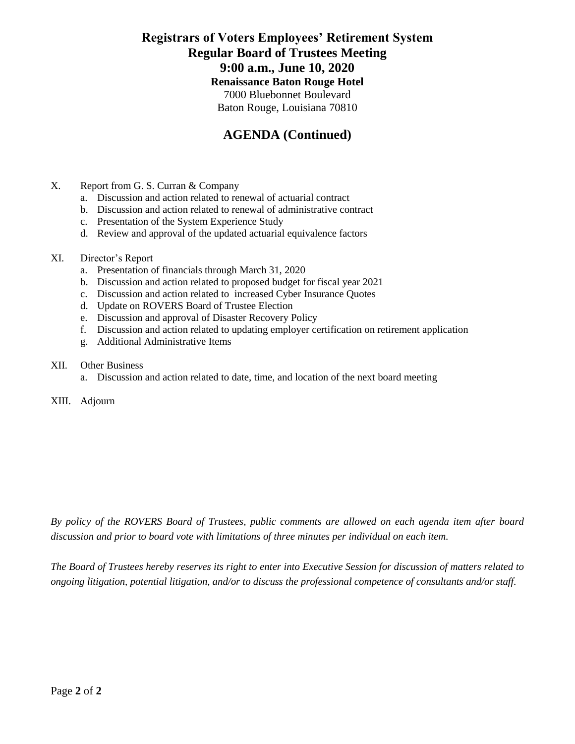# Registrars of Voters Employees' Retirement System
## Regular Board of Trustees Meeting
## 9:00 a.m., June 10, 2020
### Renaissance Baton Rouge Hotel

7000 Bluebonnet Boulevard
Baton Rouge, Louisiana 70810

## AGENDA (Continued)

X. Report from G. S. Curran & Company
   a. Discussion and action related to renewal of actuarial contract
   b. Discussion and action related to renewal of administrative contract
   c. Presentation of the System Experience Study
   d. Review and approval of the updated actuarial equivalence factors

XI. Director's Report
   a. Presentation of financials through March 31, 2020
   b. Discussion and action related to proposed budget for fiscal year 2021
   c. Discussion and action related to increased Cyber Insurance Quotes
   d. Update on ROVERS Board of Trustee Election
   e. Discussion and approval of Disaster Recovery Policy
   f. Discussion and action related to updating employer certification on retirement application
   g. Additional Administrative Items

XII. Other Business
   a. Discussion and action related to date, time, and location of the next board meeting

XIII. Adjourn

*By policy of the ROVERS Board of Trustees, public comments are allowed on each agenda item after board discussion and prior to board vote with limitations of three minutes per individual on each item.*

*The Board of Trustees hereby reserves its right to enter into Executive Session for discussion of matters related to ongoing litigation, potential litigation, and/or to discuss the professional competence of consultants and/or staff.*